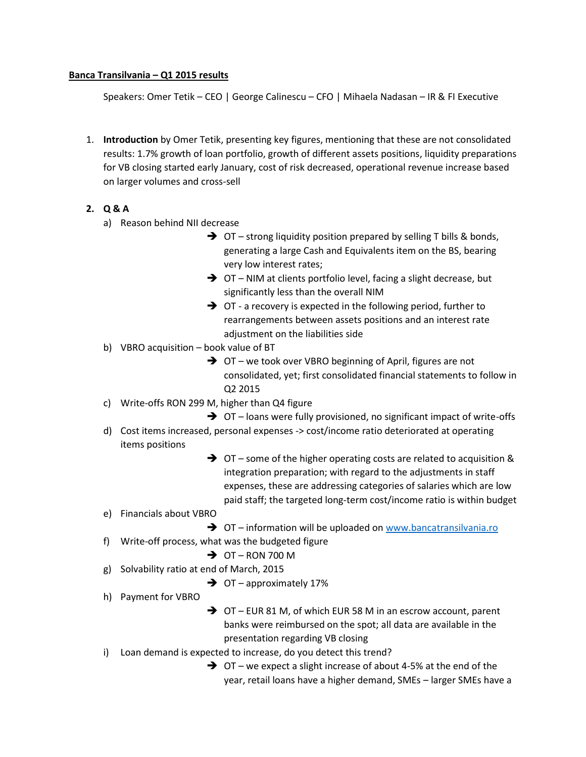**<u>Banca Transilvania – Q1 2015 results</u>**

Speakers: Omer Tetik – CEO | George Calinescu – CFO | Mihaela Nadasan – IR & FI Executive

1. **Introduction** by Omer Tetik, presenting key figures, mentioning that these are not consolidated results: 1.7% growth of loan portfolio, growth of different assets positions, liquidity preparations for VB closing started early January, cost of risk decreased, operational revenue increase based on larger volumes and cross-sell

2. **Q & A**

   a) Reason behind NII decrease
      - ➔ OT – strong liquidity position prepared by selling T bills & bonds, generating a large Cash and Equivalents item on the BS, bearing very low interest rates;
      - ➔ OT – NIM at clients portfolio level, facing a slight decrease, but significantly less than the overall NIM
      - ➔ OT - a recovery is expected in the following period, further to rearrangements between assets positions and an interest rate adjustment on the liabilities side

   b) VBRO acquisition – book value of BT
      - ➔ OT – we took over VBRO beginning of April, figures are not consolidated, yet; first consolidated financial statements to follow in Q2 2015

   c) Write-offs RON 299 M, higher than Q4 figure
      - ➔ OT – loans were fully provisioned, no significant impact of write-offs

   d) Cost items increased, personal expenses -> cost/income ratio deteriorated at operating items positions
      - ➔ OT – some of the higher operating costs are related to acquisition & integration preparation; with regard to the adjustments in staff expenses, these are addressing categories of salaries which are low paid staff; the targeted long-term cost/income ratio is within budget

   e) Financials about VBRO
      - ➔ OT – information will be uploaded on [www.bancatransilvania.ro](www.bancatransilvania.ro)

   f) Write-off process, what was the budgeted figure
      - ➔ OT – RON 700 M

   g) Solvability ratio at end of March, 2015
      - ➔ OT – approximately 17%

   h) Payment for VBRO
      - ➔ OT – EUR 81 M, of which EUR 58 M in an escrow account, parent banks were reimbursed on the spot; all data are available in the presentation regarding VB closing

   i) Loan demand is expected to increase, do you detect this trend?
      - ➔ OT – we expect a slight increase of about 4-5% at the end of the year, retail loans have a higher demand, SMEs – larger SMEs have a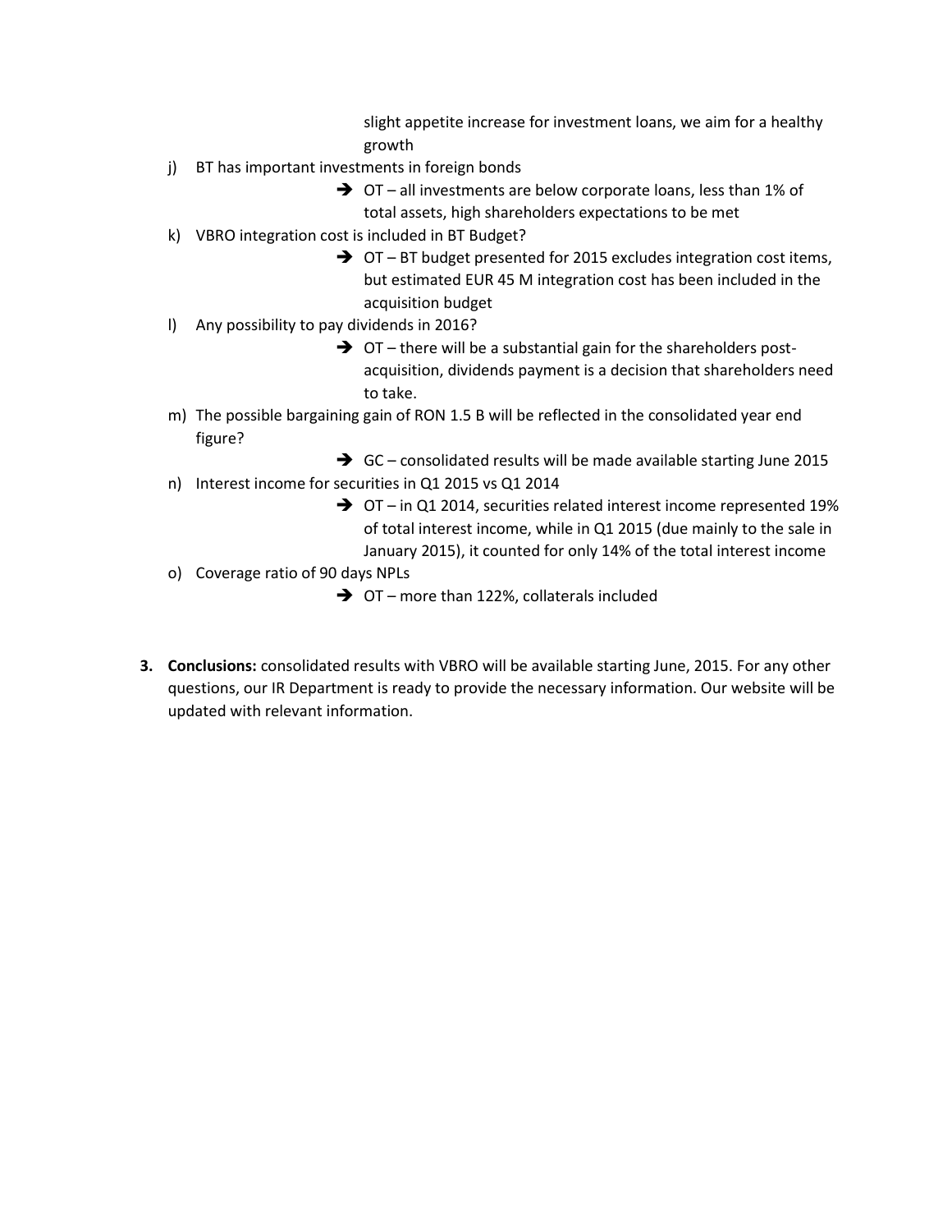slight appetite increase for investment loans, we aim for a healthy growth

j) BT has important investments in foreign bonds

➔ OT – all investments are below corporate loans, less than 1% of total assets, high shareholders expectations to be met

k) VBRO integration cost is included in BT Budget?

➔ OT – BT budget presented for 2015 excludes integration cost items, but estimated EUR 45 M integration cost has been included in the acquisition budget

l) Any possibility to pay dividends in 2016?

➔ OT – there will be a substantial gain for the shareholders post-acquisition, dividends payment is a decision that shareholders need to take.

m) The possible bargaining gain of RON 1.5 B will be reflected in the consolidated year end figure?

➔ GC – consolidated results will be made available starting June 2015

n) Interest income for securities in Q1 2015 vs Q1 2014

➔ OT – in Q1 2014, securities related interest income represented 19% of total interest income, while in Q1 2015 (due mainly to the sale in January 2015), it counted for only 14% of the total interest income

o) Coverage ratio of 90 days NPLs

➔ OT – more than 122%, collaterals included

**3. Conclusions:** consolidated results with VBRO will be available starting June, 2015. For any other questions, our IR Department is ready to provide the necessary information. Our website will be updated with relevant information.